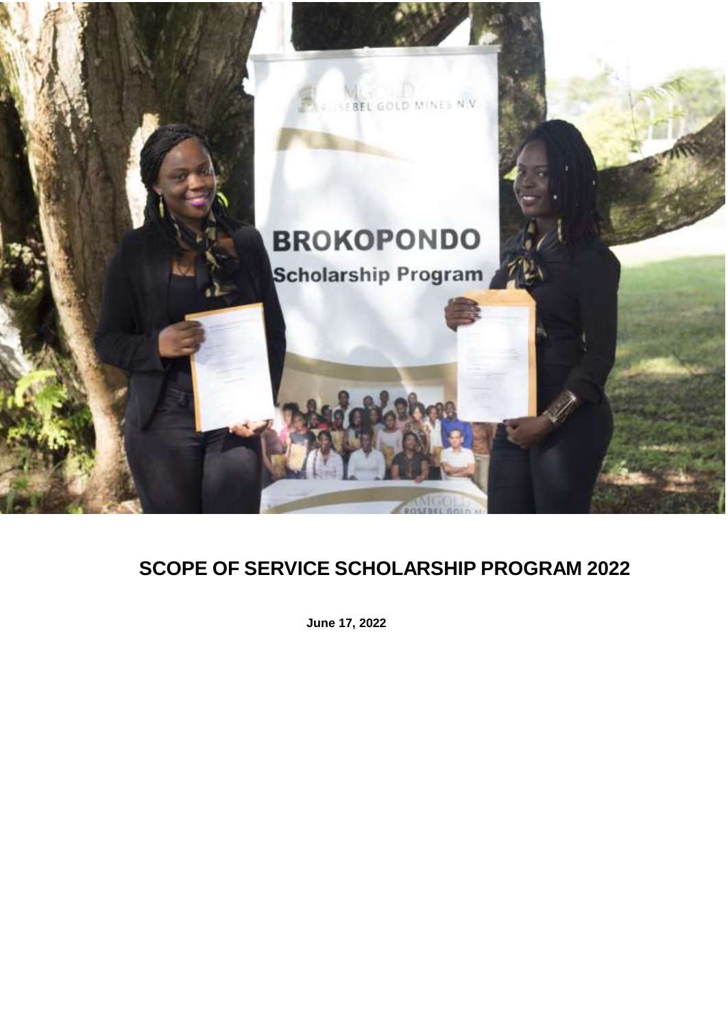# SCOPE OF SERVICE SCHOLARSHIP PROGRAM 2022

**June 17, 2022**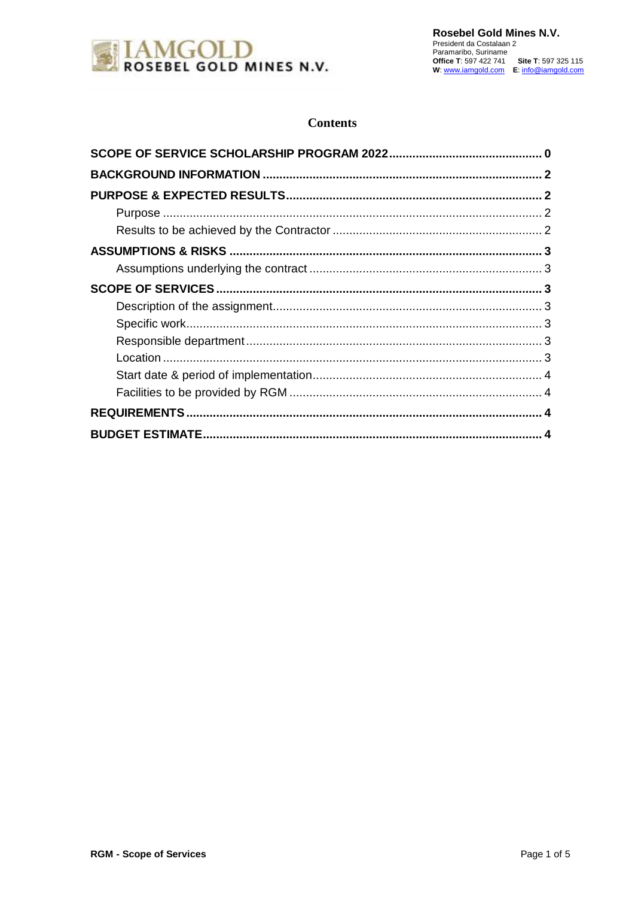# Contents

**SCOPE OF SERVICE SCHOLARSHIP PROGRAM 2022 .............................................. 0**

**BACKGROUND INFORMATION ................................................................................ 2**

**PURPOSE & EXPECTED RESULTS ......................................................................... 2**

Purpose ................................................................................................................. 2

Results to be achieved by the Contractor ............................................................... 2

**ASSUMPTIONS & RISKS ......................................................................................... 3**

Assumptions underlying the contract ..................................................................... 3

**SCOPE OF SERVICES .............................................................................................. 3**

Description of the assignment ................................................................................ 3

Specific work .......................................................................................................... 3

Responsible department ......................................................................................... 3

Location ................................................................................................................. 3

Start date & period of implementation .................................................................... 4

Facilities to be provided by RGM ........................................................................... 4

**REQUIREMENTS ..................................................................................................... 4**

**BUDGET ESTIMATE ................................................................................................. 4**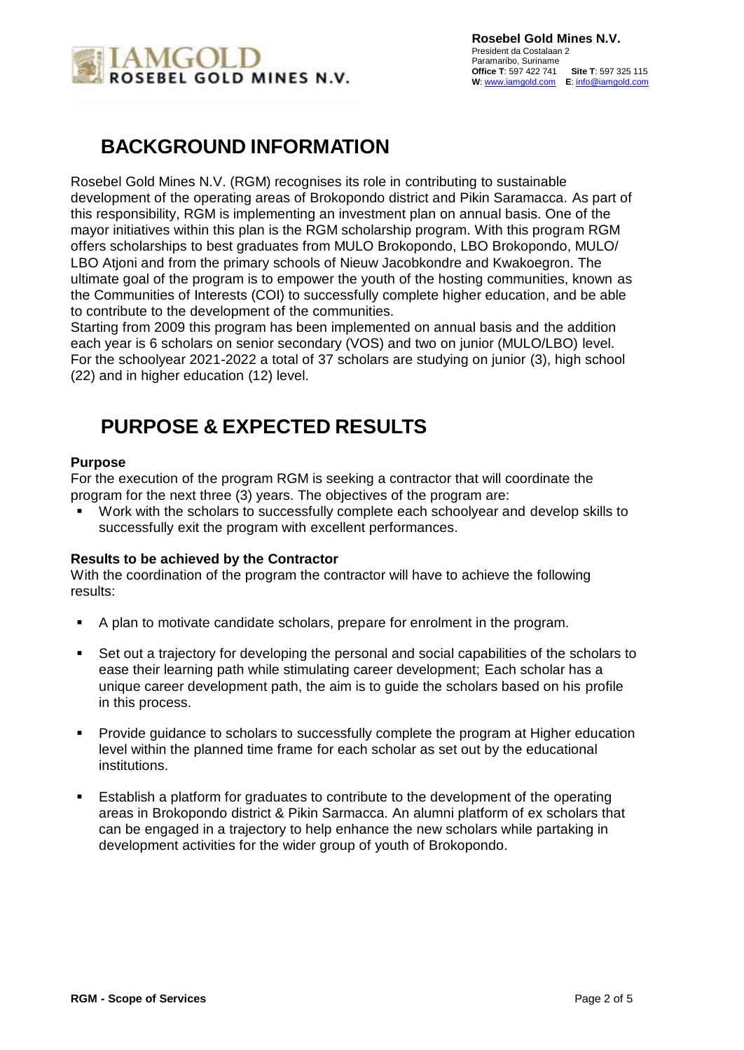# BACKGROUND INFORMATION

Rosebel Gold Mines N.V. (RGM) recognises its role in contributing to sustainable development of the operating areas of Brokopondo district and Pikin Saramacca. As part of this responsibility, RGM is implementing an investment plan on annual basis. One of the mayor initiatives within this plan is the RGM scholarship program. With this program RGM offers scholarships to best graduates from MULO Brokopondo, LBO Brokopondo, MULO/ LBO Atjoni and from the primary schools of Nieuw Jacobkondre and Kwakoegron. The ultimate goal of the program is to empower the youth of the hosting communities, known as the Communities of Interests (COI) to successfully complete higher education, and be able to contribute to the development of the communities.

Starting from 2009 this program has been implemented on annual basis and the addition each year is 6 scholars on senior secondary (VOS) and two on junior (MULO/LBO) level. For the schoolyear 2021-2022 a total of 37 scholars are studying on junior (3), high school (22) and in higher education (12) level.

# PURPOSE & EXPECTED RESULTS

**Purpose**

For the execution of the program RGM is seeking a contractor that will coordinate the program for the next three (3) years. The objectives of the program are:

- Work with the scholars to successfully complete each schoolyear and develop skills to successfully exit the program with excellent performances.

**Results to be achieved by the Contractor**

With the coordination of the program the contractor will have to achieve the following results:

- A plan to motivate candidate scholars, prepare for enrolment in the program.
- Set out a trajectory for developing the personal and social capabilities of the scholars to ease their learning path while stimulating career development; Each scholar has a unique career development path, the aim is to guide the scholars based on his profile in this process.
- Provide guidance to scholars to successfully complete the program at Higher education level within the planned time frame for each scholar as set out by the educational institutions.
- Establish a platform for graduates to contribute to the development of the operating areas in Brokopondo district & Pikin Sarmacca. An alumni platform of ex scholars that can be engaged in a trajectory to help enhance the new scholars while partaking in development activities for the wider group of youth of Brokopondo.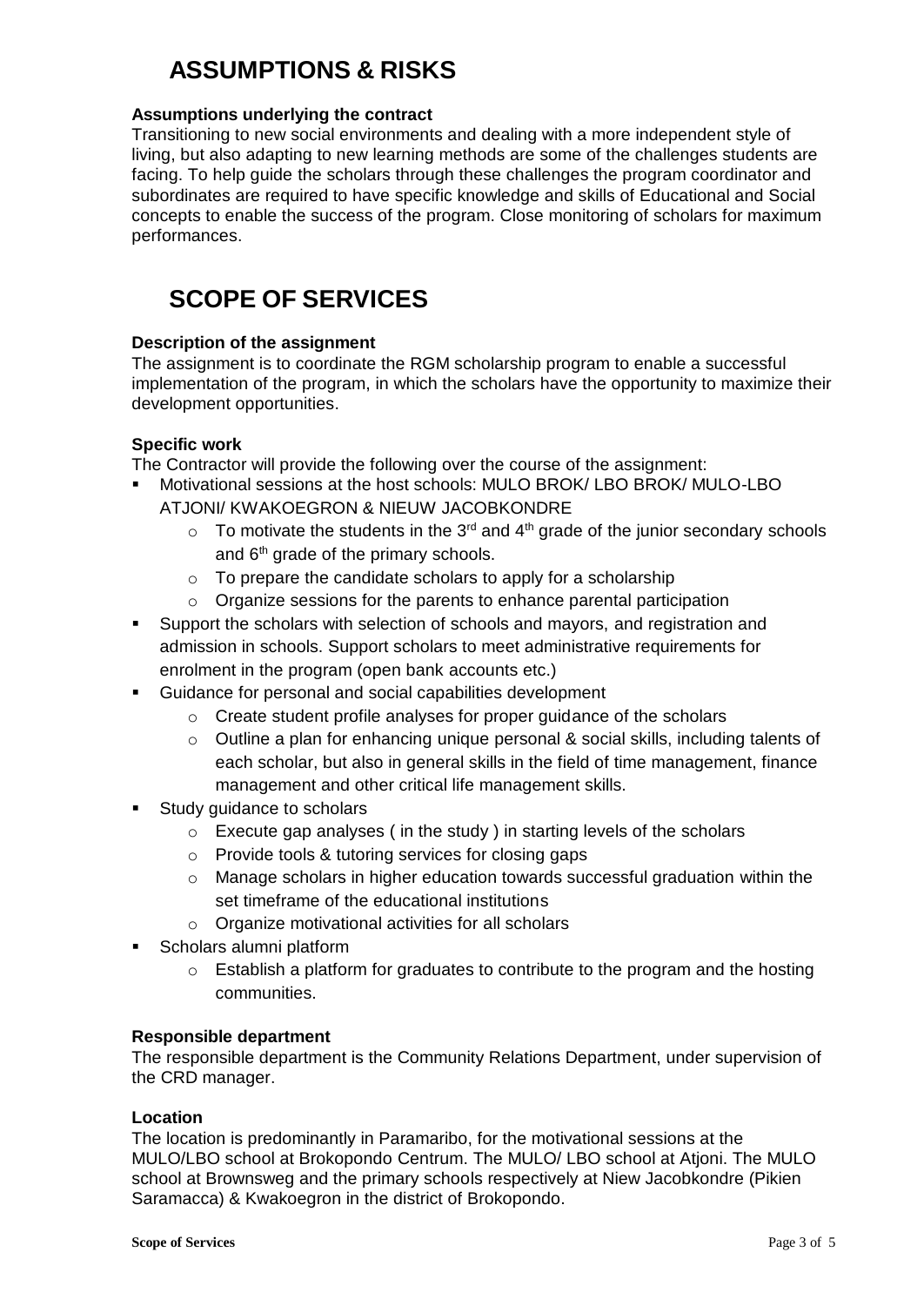# ASSUMPTIONS & RISKS

**Assumptions underlying the contract**

Transitioning to new social environments and dealing with a more independent style of living, but also adapting to new learning methods are some of the challenges students are facing. To help guide the scholars through these challenges the program coordinator and subordinates are required to have specific knowledge and skills of Educational and Social concepts to enable the success of the program. Close monitoring of scholars for maximum performances.

# SCOPE OF SERVICES

**Description of the assignment**

The assignment is to coordinate the RGM scholarship program to enable a successful implementation of the program, in which the scholars have the opportunity to maximize their development opportunities.

**Specific work**

The Contractor will provide the following over the course of the assignment:

- Motivational sessions at the host schools: MULO BROK/ LBO BROK/ MULO-LBO ATJONI/ KWAKOEGRON & NIEUW JACOBKONDRE
  - To motivate the students in the 3rd and 4th grade of the junior secondary schools and 6th grade of the primary schools.
  - To prepare the candidate scholars to apply for a scholarship
  - Organize sessions for the parents to enhance parental participation
- Support the scholars with selection of schools and mayors, and registration and admission in schools. Support scholars to meet administrative requirements for enrolment in the program (open bank accounts etc.)
- Guidance for personal and social capabilities development
  - Create student profile analyses for proper guidance of the scholars
  - Outline a plan for enhancing unique personal & social skills, including talents of each scholar, but also in general skills in the field of time management, finance management and other critical life management skills.
- Study guidance to scholars
  - Execute gap analyses ( in the study ) in starting levels of the scholars
  - Provide tools & tutoring services for closing gaps
  - Manage scholars in higher education towards successful graduation within the set timeframe of the educational institutions
  - Organize motivational activities for all scholars
- Scholars alumni platform
  - Establish a platform for graduates to contribute to the program and the hosting communities.

**Responsible department**

The responsible department is the Community Relations Department, under supervision of the CRD manager.

**Location**

The location is predominantly in Paramaribo, for the motivational sessions at the MULO/LBO school at Brokopondo Centrum. The MULO/ LBO school at Atjoni. The MULO school at Brownsweg and the primary schools respectively at Niew Jacobkondre (Pikien Saramacca) & Kwakoegron in the district of Brokopondo.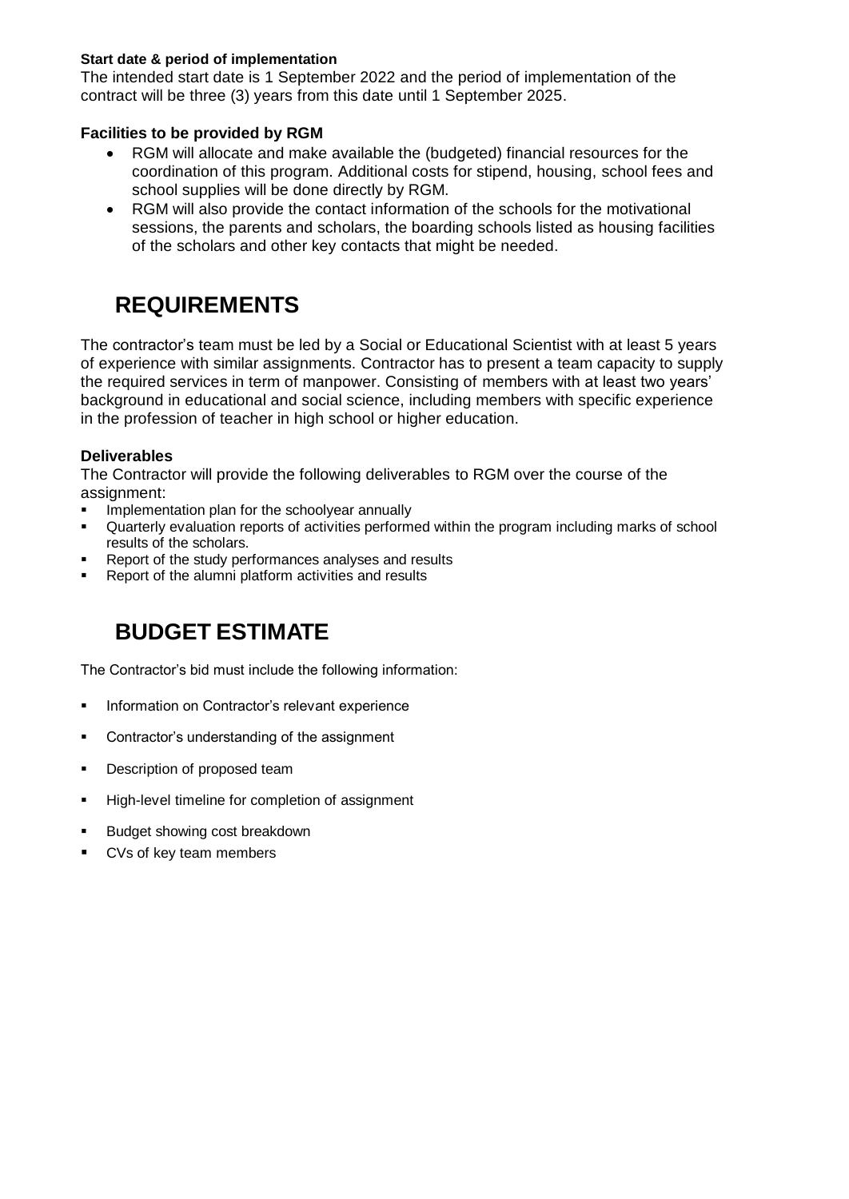#### Start date & period of implementation

The intended start date is 1 September 2022 and the period of implementation of the contract will be three (3) years from this date until 1 September 2025.

### Facilities to be provided by RGM

- RGM will allocate and make available the (budgeted) financial resources for the coordination of this program. Additional costs for stipend, housing, school fees and school supplies will be done directly by RGM.
- RGM will also provide the contact information of the schools for the motivational sessions, the parents and scholars, the boarding schools listed as housing facilities of the scholars and other key contacts that might be needed.

# REQUIREMENTS

The contractor's team must be led by a Social or Educational Scientist with at least 5 years of experience with similar assignments. Contractor has to present a team capacity to supply the required services in term of manpower. Consisting of members with at least two years' background in educational and social science, including members with specific experience in the profession of teacher in high school or higher education.

### Deliverables

The Contractor will provide the following deliverables to RGM over the course of the assignment:

- Implementation plan for the schoolyear annually
- Quarterly evaluation reports of activities performed within the program including marks of school results of the scholars.
- Report of the study performances analyses and results
- Report of the alumni platform activities and results

# BUDGET ESTIMATE

The Contractor's bid must include the following information:

- Information on Contractor's relevant experience
- Contractor's understanding of the assignment
- Description of proposed team
- High-level timeline for completion of assignment
- Budget showing cost breakdown
- CVs of key team members